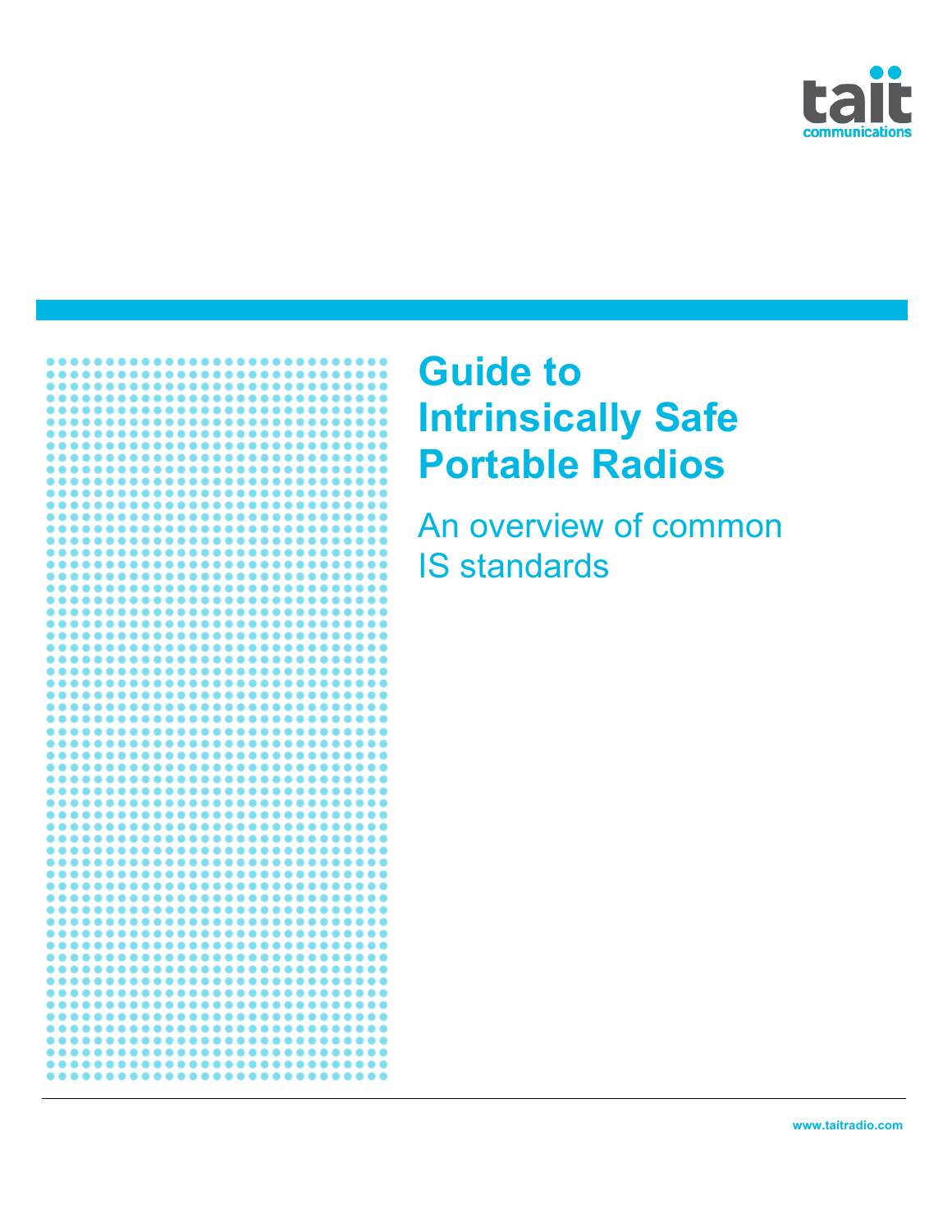tait communications

# Guide to Intrinsically Safe Portable Radios

## An overview of common IS standards

www.taitradio.com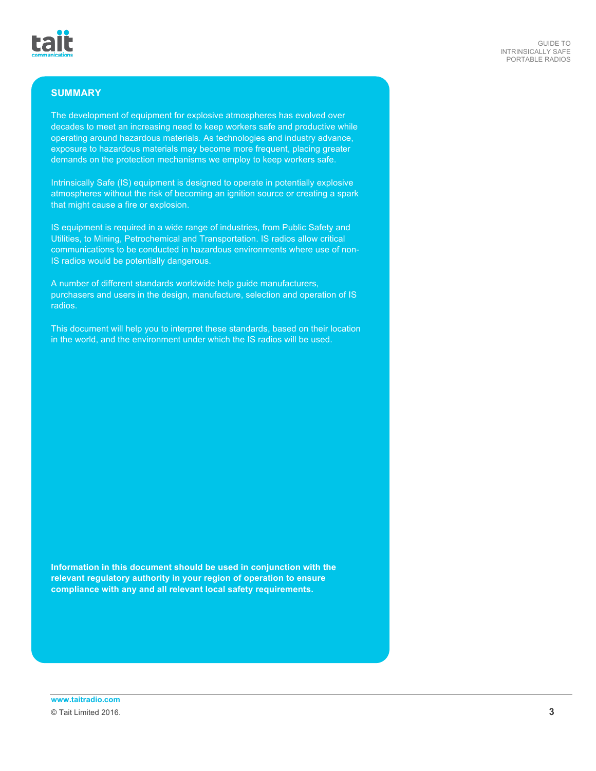## SUMMARY

The development of equipment for explosive atmospheres has evolved over decades to meet an increasing need to keep workers safe and productive while operating around hazardous materials. As technologies and industry advance, exposure to hazardous materials may become more frequent, placing greater demands on the protection mechanisms we employ to keep workers safe.

Intrinsically Safe (IS) equipment is designed to operate in potentially explosive atmospheres without the risk of becoming an ignition source or creating a spark that might cause a fire or explosion.

IS equipment is required in a wide range of industries, from Public Safety and Utilities, to Mining, Petrochemical and Transportation. IS radios allow critical communications to be conducted in hazardous environments where use of non-IS radios would be potentially dangerous.

A number of different standards worldwide help guide manufacturers, purchasers and users in the design, manufacture, selection and operation of IS radios.

This document will help you to interpret these standards, based on their location in the world, and the environment under which the IS radios will be used.

**Information in this document should be used in conjunction with the relevant regulatory authority in your region of operation to ensure compliance with any and all relevant local safety requirements.**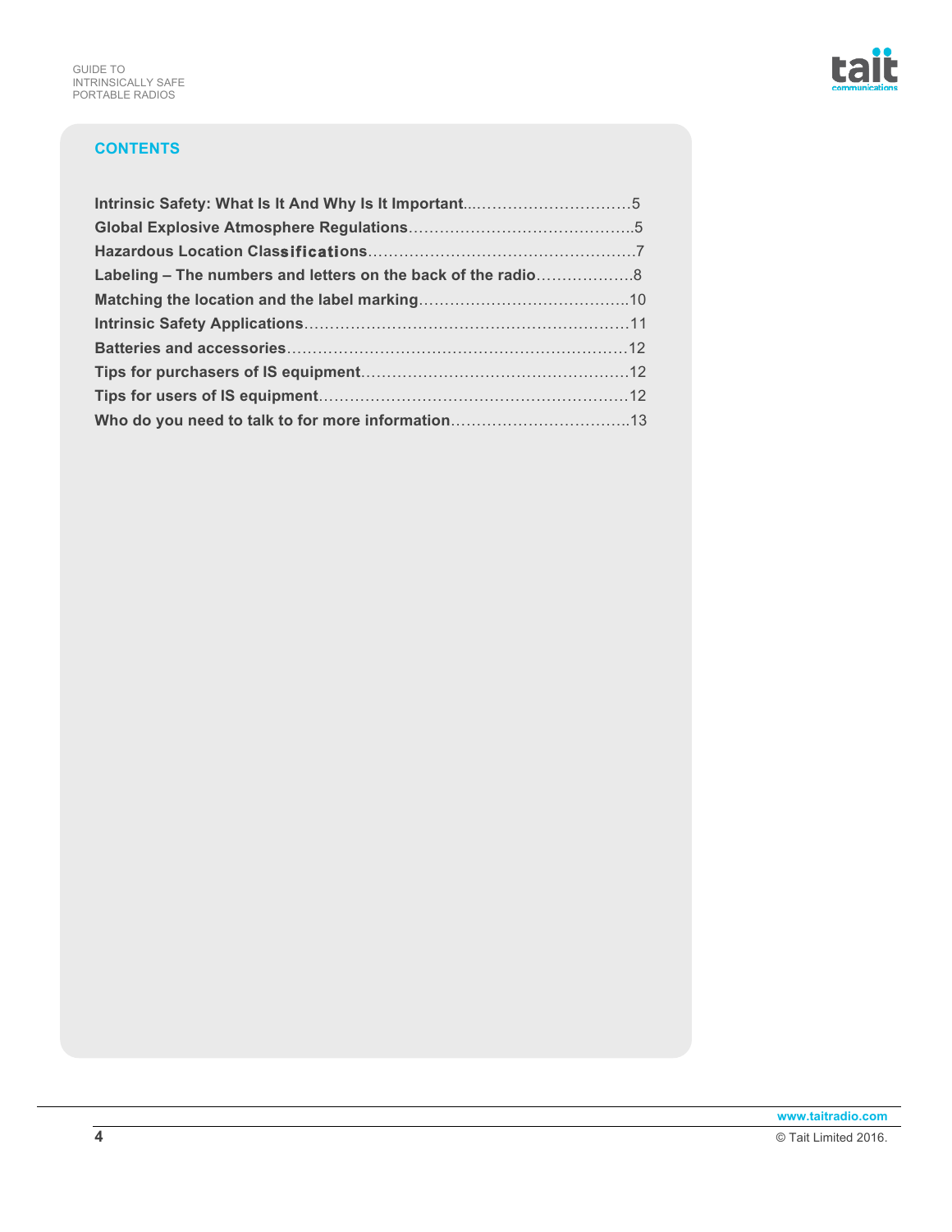## CONTENTS

**Intrinsic Safety: What Is It And Why Is It Important**.................................5
**Global Explosive Atmosphere Regulations**............................................5
**Hazardous Location Classifications**....................................................7
**Labeling – The numbers and letters on the back of the radio**...................8
**Matching the location and the label marking**.........................................10
**Intrinsic Safety Applications**..............................................................11
**Batteries and accessories**..................................................................12
**Tips for purchasers of IS equipment**....................................................12
**Tips for users of IS equipment**...........................................................12
**Who do you need to talk to for more information**..................................13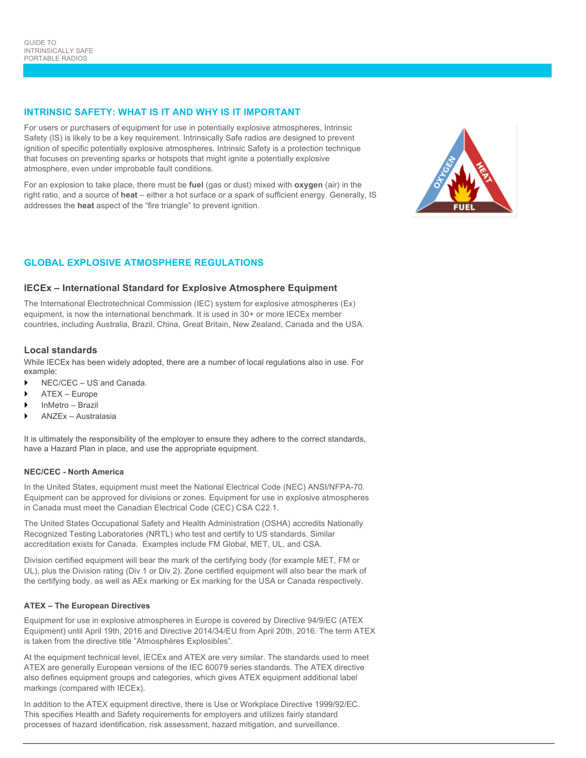## INTRINSIC SAFETY: WHAT IS IT AND WHY IS IT IMPORTANT

For users or purchasers of equipment for use in potentially explosive atmospheres, Intrinsic Safety (IS) is likely to be a key requirement. Intrinsically Safe radios are designed to prevent ignition of specific potentially explosive atmospheres. Intrinsic Safety is a protection technique that focuses on preventing sparks or hotspots that might ignite a potentially explosive atmosphere, even under improbable fault conditions.

For an explosion to take place, there must be **fuel** (gas or dust) mixed with **oxygen** (air) in the right ratio, and a source of **heat** – either a hot surface or a spark of sufficient energy. Generally, IS addresses the **heat** aspect of the "fire triangle" to prevent ignition.

## GLOBAL EXPLOSIVE ATMOSPHERE REGULATIONS

### IECEx – International Standard for Explosive Atmosphere Equipment

The International Electrotechnical Commission (IEC) system for explosive atmospheres (Ex) equipment, is now the international benchmark. It is used in 30+ or more IECEx member countries, including Australia, Brazil, China, Great Britain, New Zealand, Canada and the USA.

### Local standards

While IECEx has been widely adopted, there are a number of local regulations also in use. For example:

- NEC/CEC – US and Canada.
- ATEX – Europe
- InMetro – Brazil
- ANZEx – Australasia

It is ultimately the responsibility of the employer to ensure they adhere to the correct standards, have a Hazard Plan in place, and use the appropriate equipment.

#### NEC/CEC - North America

In the United States, equipment must meet the National Electrical Code (NEC) ANSI/NFPA-70. Equipment can be approved for divisions or zones. Equipment for use in explosive atmospheres in Canada must meet the Canadian Electrical Code (CEC) CSA C22.1.

The United States Occupational Safety and Health Administration (OSHA) accredits Nationally Recognized Testing Laboratories (NRTL) who test and certify to US standards. Similar accreditation exists for Canada. Examples include FM Global, MET, UL, and CSA.

Division certified equipment will bear the mark of the certifying body (for example MET, FM or UL), plus the Division rating (Div 1 or Div 2). Zone certified equipment will also bear the mark of the certifying body, as well as AEx marking or Ex marking for the USA or Canada respectively.

#### ATEX – The European Directives

Equipment for use in explosive atmospheres in Europe is covered by Directive 94/9/EC (ATEX Equipment) until April 19th, 2016 and Directive 2014/34/EU from April 20th, 2016. The term ATEX is taken from the directive title "Atmosphères Explosibles".

At the equipment technical level, IECEx and ATEX are very similar. The standards used to meet ATEX are generally European versions of the IEC 60079 series standards. The ATEX directive also defines equipment groups and categories, which gives ATEX equipment additional label markings (compared with IECEx).

In addition to the ATEX equipment directive, there is Use or Workplace Directive 1999/92/EC. This specifies Health and Safety requirements for employers and utilizes fairly standard processes of hazard identification, risk assessment, hazard mitigation, and surveillance.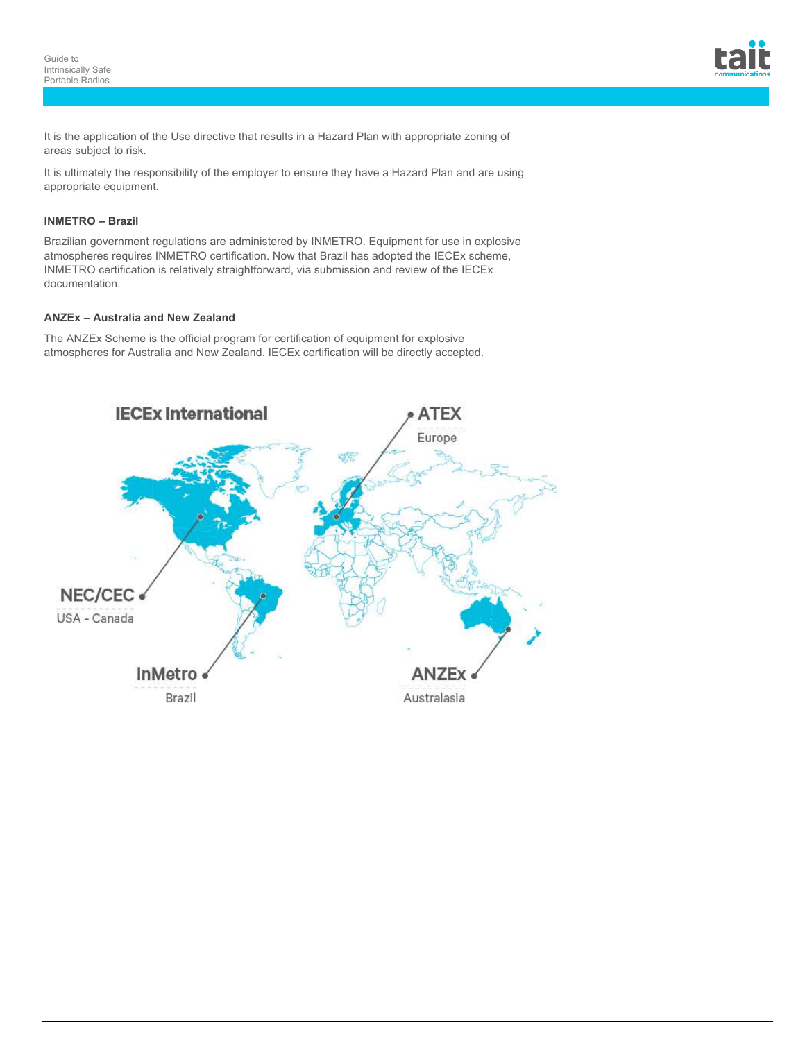It is the application of the Use directive that results in a Hazard Plan with appropriate zoning of areas subject to risk.

It is ultimately the responsibility of the employer to ensure they have a Hazard Plan and are using appropriate equipment.

**INMETRO – Brazil**

Brazilian government regulations are administered by INMETRO. Equipment for use in explosive atmospheres requires INMETRO certification. Now that Brazil has adopted the IECEx scheme, INMETRO certification is relatively straightforward, via submission and review of the IECEx documentation.

**ANZEx – Australia and New Zealand**

The ANZEx Scheme is the official program for certification of equipment for explosive atmospheres for Australia and New Zealand. IECEx certification will be directly accepted.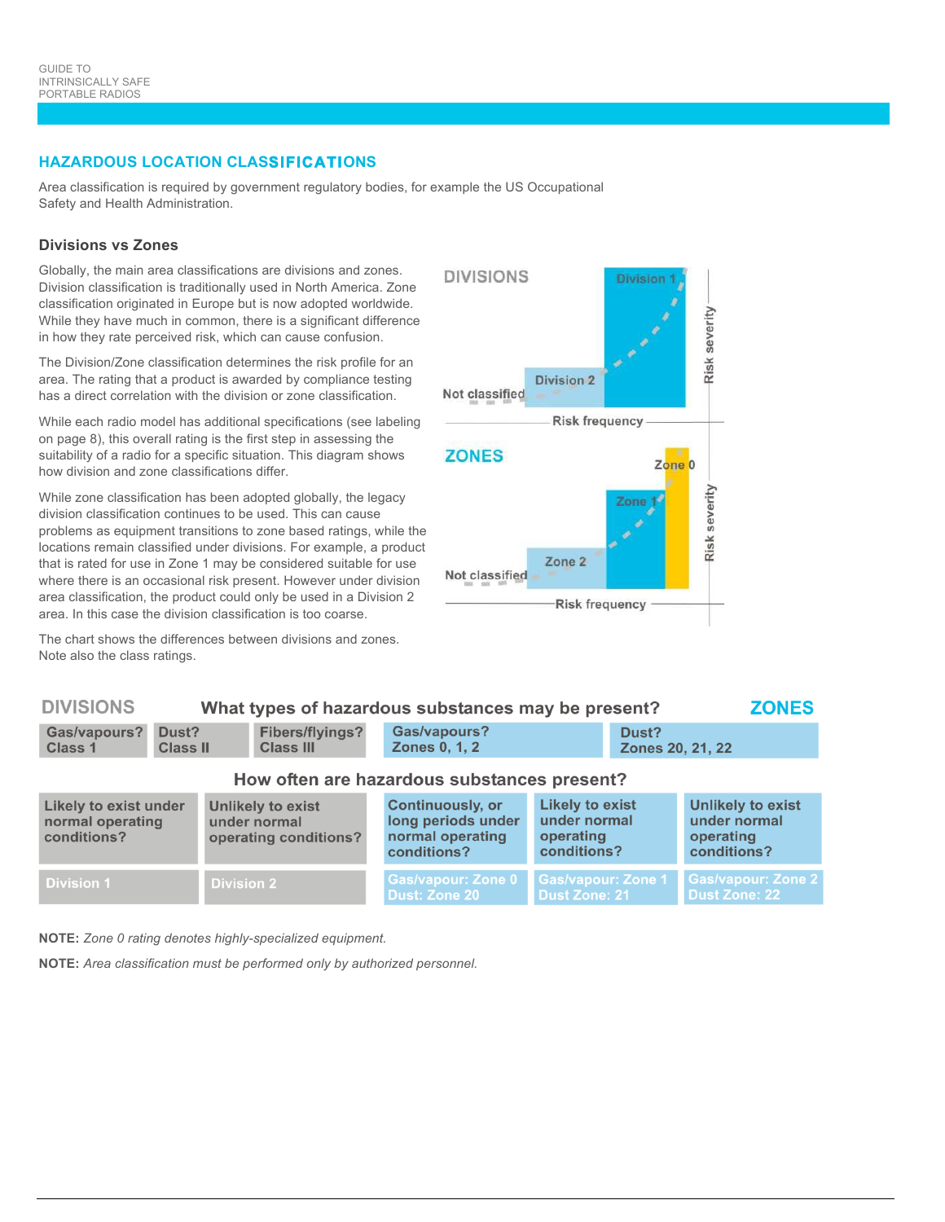## HAZARDOUS LOCATION CLASSIFICATIONS

Area classification is required by government regulatory bodies, for example the US Occupational Safety and Health Administration.

### Divisions vs Zones

Globally, the main area classifications are divisions and zones. Division classification is traditionally used in North America. Zone classification originated in Europe but is now adopted worldwide. While they have much in common, there is a significant difference in how they rate perceived risk, which can cause confusion.

The Division/Zone classification determines the risk profile for an area. The rating that a product is awarded by compliance testing has a direct correlation with the division or zone classification.

While each radio model has additional specifications (see labeling on page 8), this overall rating is the first step in assessing the suitability of a radio for a specific situation. This diagram shows how division and zone classifications differ.

While zone classification has been adopted globally, the legacy division classification continues to be used. This can cause problems as equipment transitions to zone based ratings, while the locations remain classified under divisions. For example, a product that is rated for use in Zone 1 may be considered suitable for use where there is an occasional risk present. However under division area classification, the product could only be used in a Division 2 area. In this case the division classification is too coarse.

The chart shows the differences between divisions and zones. Note also the class ratings.

DIVISIONS

Division 1
Division 2
Not classified
Risk severity
Risk frequency

ZONES

Zone 0
Zone 1
Zone 2
Not classified
Risk severity
Risk frequency

| DIVISIONS | | | ZONES | | |
|---|---|---|---|---|---|
| **What types of hazardous substances may be present?** | | | | | |
| Gas/vapours? Class 1 | Dust? Class II | Fibers/flyings? Class III | Gas/vapours? Zones 0, 1, 2 | | Dust? Zones 20, 21, 22 |
| **How often are hazardous substances present?** | | | | | |
| Likely to exist under normal operating conditions? | Unlikely to exist under normal operating conditions? | | Continuously, or long periods under normal operating conditions? | Likely to exist under normal operating conditions? | Unlikely to exist under normal operating conditions? |
| Division 1 | Division 2 | | Gas/vapour: Zone 0 Dust: Zone 20 | Gas/vapour: Zone 1 Dust Zone: 21 | Gas/vapour: Zone 2 Dust Zone: 22 |

**NOTE:** *Zone 0 rating denotes highly-specialized equipment.*

**NOTE:** *Area classification must be performed only by authorized personnel.*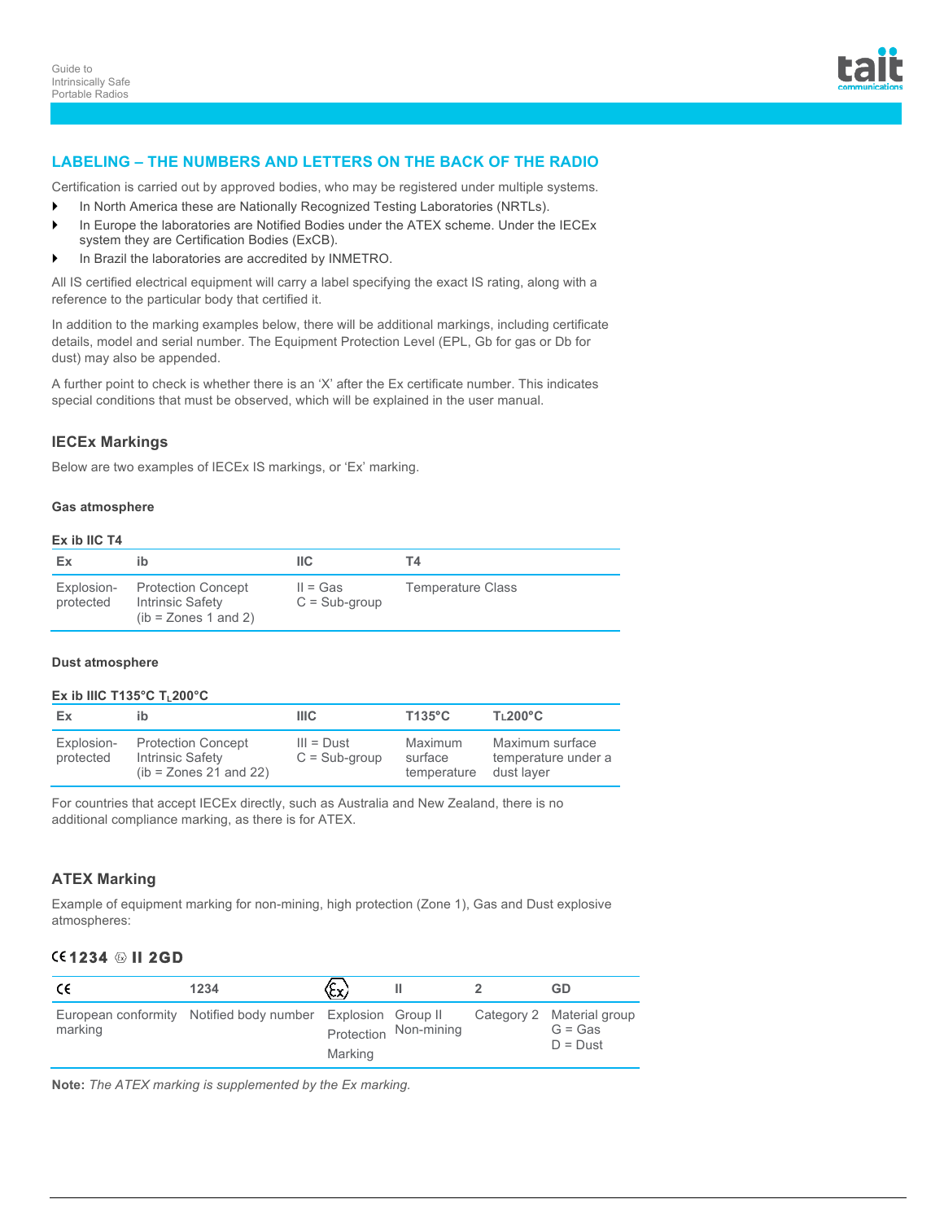## LABELING – THE NUMBERS AND LETTERS ON THE BACK OF THE RADIO

Certification is carried out by approved bodies, who may be registered under multiple systems.

- In North America these are Nationally Recognized Testing Laboratories (NRTLs).
- In Europe the laboratories are Notified Bodies under the ATEX scheme. Under the IECEx system they are Certification Bodies (ExCB).
- In Brazil the laboratories are accredited by INMETRO.

All IS certified electrical equipment will carry a label specifying the exact IS rating, along with a reference to the particular body that certified it.

In addition to the marking examples below, there will be additional markings, including certificate details, model and serial number. The Equipment Protection Level (EPL, Gb for gas or Db for dust) may also be appended.

A further point to check is whether there is an 'X' after the Ex certificate number. This indicates special conditions that must be observed, which will be explained in the user manual.

### IECEx Markings

Below are two examples of IECEx IS markings, or 'Ex' marking.

#### Gas atmosphere

**Ex ib IIC T4**

| Ex | ib | IIC | T4 |
|---|---|---|---|
| Explosion-protected | Protection Concept Intrinsic Safety (ib = Zones 1 and 2) | II = Gas<br>C = Sub-group | Temperature Class |

#### Dust atmosphere

**Ex ib IIIC T135°C $T_L$200°C**

| Ex | ib | IIIC | T135°C | $T_L$200°C |
|---|---|---|---|---|
| Explosion-protected | Protection Concept Intrinsic Safety (ib = Zones 21 and 22) | III = Dust<br>C = Sub-group | Maximum surface temperature | Maximum surface temperature under a dust layer |

For countries that accept IECEx directly, such as Australia and New Zealand, there is no additional compliance marking, as there is for ATEX.

### ATEX Marking

Example of equipment marking for non-mining, high protection (Zone 1), Gas and Dust explosive atmospheres:

**CE 1234 Ⓔx II 2GD**

| CE | 1234 | Ex | II | 2 | GD |
|---|---|---|---|---|---|
| European conformity marking | Notified body number | Explosion Protection Marking | Group II Non-mining | Category 2 | Material group<br>G = Gas<br>D = Dust |

**Note:** *The ATEX marking is supplemented by the Ex marking.*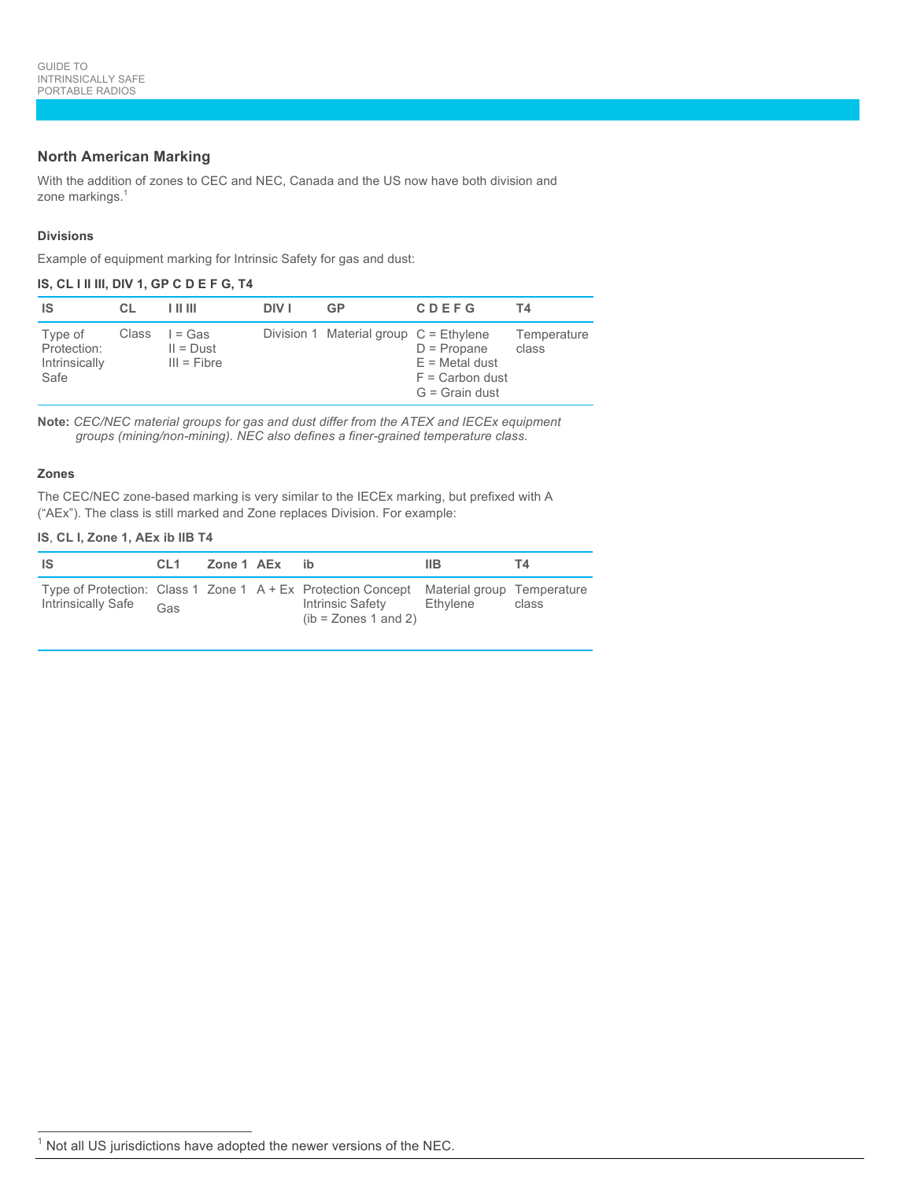## North American Marking

With the addition of zones to CEC and NEC, Canada and the US now have both division and zone markings.[1]

### Divisions

Example of equipment marking for Intrinsic Safety for gas and dust:

**IS, CL I II III, DIV 1, GP C D E F G, T4**

| IS | CL | I II III | DIV I | GP | C D E F G | T4 |
|---|---|---|---|---|---|---|
| Type of Protection: Intrinsically Safe | Class | I = Gas<br>II = Dust<br>III = Fibre | Division 1 | Material group | C = Ethylene<br>D = Propane<br>E = Metal dust<br>F = Carbon dust<br>G = Grain dust | Temperature class |

**Note:** *CEC/NEC material groups for gas and dust differ from the ATEX and IECEx equipment groups (mining/non-mining). NEC also defines a finer-grained temperature class.*

### Zones

The CEC/NEC zone-based marking is very similar to the IECEx marking, but prefixed with A ("AEx"). The class is still marked and Zone replaces Division. For example:

**IS, CL I, Zone 1, AEx ib IIB T4**

| IS | CL1 | Zone 1 | AEx | ib | IIB | T4 |
|---|---|---|---|---|---|---|
| Type of Protection: Intrinsically Safe | Class 1 Gas | Zone 1 | A + Ex | Protection Concept Intrinsic Safety (ib = Zones 1 and 2) | Material group Ethylene | Temperature class |

[1] Not all US jurisdictions have adopted the newer versions of the NEC.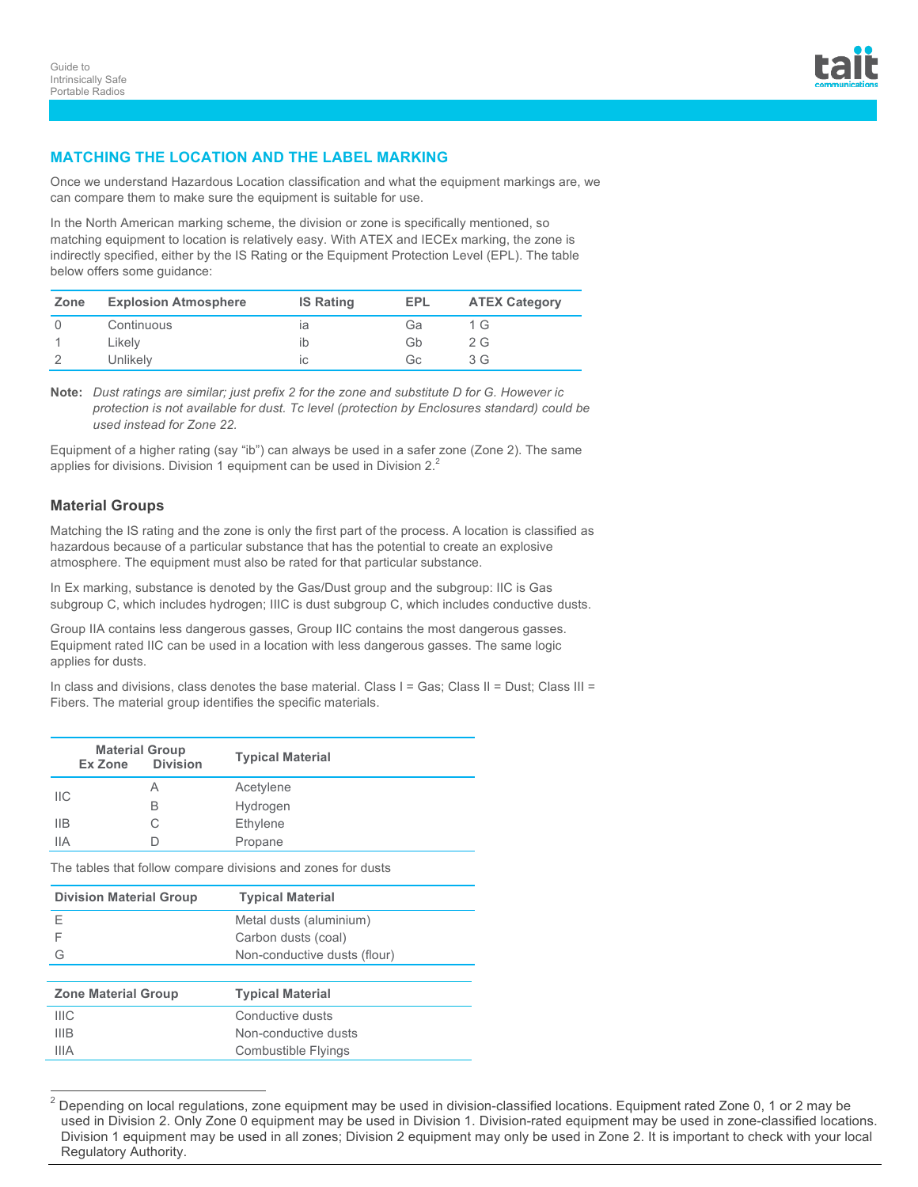## MATCHING THE LOCATION AND THE LABEL MARKING

Once we understand Hazardous Location classification and what the equipment markings are, we can compare them to make sure the equipment is suitable for use.

In the North American marking scheme, the division or zone is specifically mentioned, so matching equipment to location is relatively easy. With ATEX and IECEx marking, the zone is indirectly specified, either by the IS Rating or the Equipment Protection Level (EPL). The table below offers some guidance:

| Zone | Explosion Atmosphere | IS Rating | EPL | ATEX Category |
|---|---|---|---|---|
| 0 | Continuous | ia | Ga | 1 G |
| 1 | Likely | ib | Gb | 2 G |
| 2 | Unlikely | ic | Gc | 3 G |

**Note:** *Dust ratings are similar; just prefix 2 for the zone and substitute D for G. However ic protection is not available for dust. Tc level (protection by Enclosures standard) could be used instead for Zone 22.*

Equipment of a higher rating (say "ib") can always be used in a safer zone (Zone 2). The same applies for divisions. Division 1 equipment can be used in Division 2.[2]

### Material Groups

Matching the IS rating and the zone is only the first part of the process. A location is classified as hazardous because of a particular substance that has the potential to create an explosive atmosphere. The equipment must also be rated for that particular substance.

In Ex marking, substance is denoted by the Gas/Dust group and the subgroup: IIC is Gas subgroup C, which includes hydrogen; IIIC is dust subgroup C, which includes conductive dusts.

Group IIA contains less dangerous gasses, Group IIC contains the most dangerous gasses. Equipment rated IIC can be used in a location with less dangerous gasses. The same logic applies for dusts.

In class and divisions, class denotes the base material. Class I = Gas; Class II = Dust; Class III = Fibers. The material group identifies the specific materials.

| Material Group | | Typical Material |
|---|---|---|
| **Ex Zone** | **Division** | |
| IIC | A | Acetylene |
| | B | Hydrogen |
| IIB | C | Ethylene |
| IIA | D | Propane |

The tables that follow compare divisions and zones for dusts

| Division Material Group | Typical Material |
|---|---|
| E | Metal dusts (aluminium) |
| F | Carbon dusts (coal) |
| G | Non-conductive dusts (flour) |

| Zone Material Group | Typical Material |
|---|---|
| IIIC | Conductive dusts |
| IIIB | Non-conductive dusts |
| IIIA | Combustible Flyings |

---

[2] Depending on local regulations, zone equipment may be used in division-classified locations. Equipment rated Zone 0, 1 or 2 may be used in Division 2. Only Zone 0 equipment may be used in Division 1. Division-rated equipment may be used in zone-classified locations. Division 1 equipment may be used in all zones; Division 2 equipment may only be used in Zone 2. It is important to check with your local Regulatory Authority.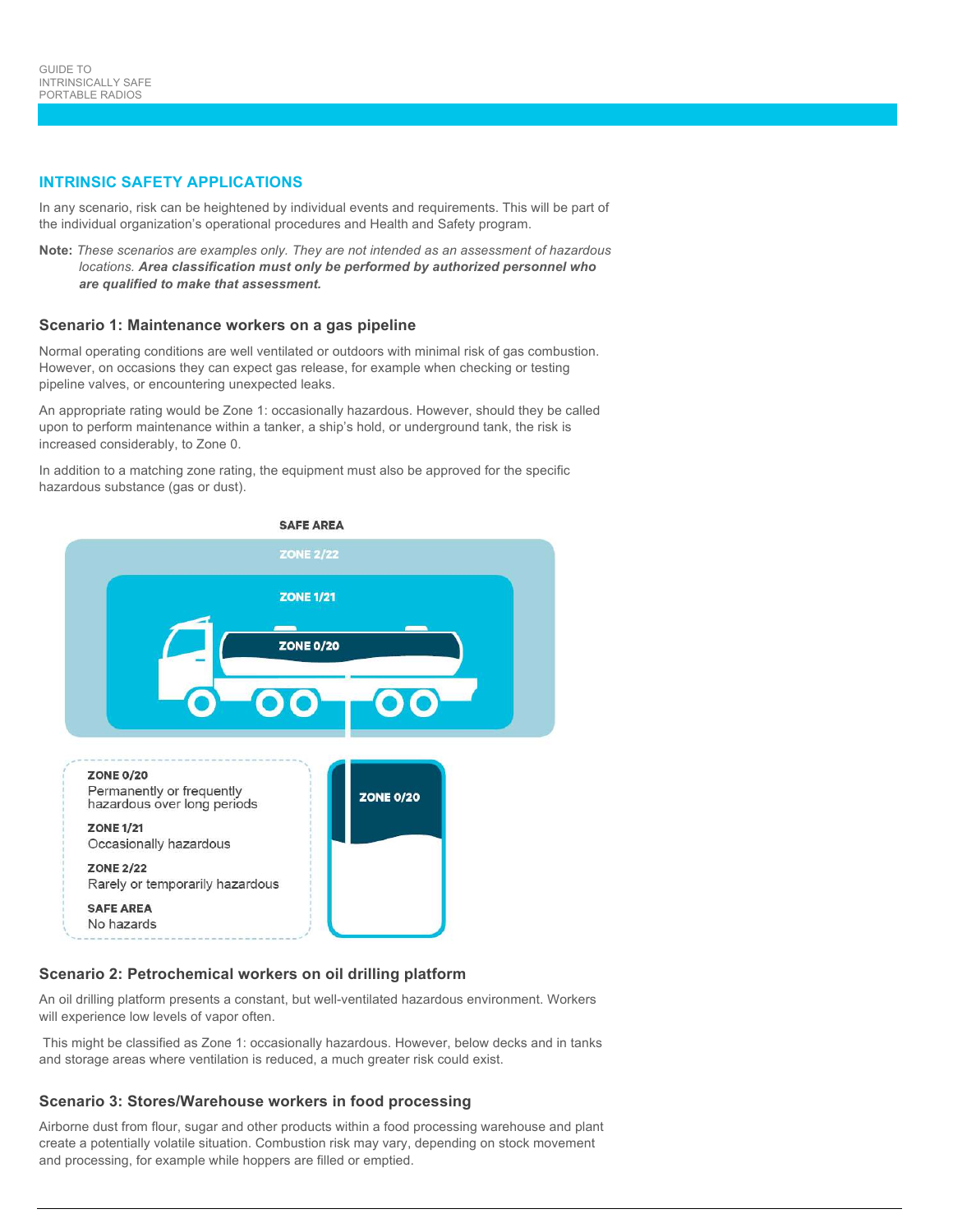## INTRINSIC SAFETY APPLICATIONS

In any scenario, risk can be heightened by individual events and requirements. This will be part of the individual organization's operational procedures and Health and Safety program.

**Note:** *These scenarios are examples only. They are not intended as an assessment of hazardous locations.* ***Area classification must only be performed by authorized personnel who are qualified to make that assessment.***

### Scenario 1: Maintenance workers on a gas pipeline

Normal operating conditions are well ventilated or outdoors with minimal risk of gas combustion. However, on occasions they can expect gas release, for example when checking or testing pipeline valves, or encountering unexpected leaks.

An appropriate rating would be Zone 1: occasionally hazardous. However, should they be called upon to perform maintenance within a tanker, a ship's hold, or underground tank, the risk is increased considerably, to Zone 0.

In addition to a matching zone rating, the equipment must also be approved for the specific hazardous substance (gas or dust).

SAFE AREA

ZONE 2/22

ZONE 1/21

ZONE 0/20

ZONE 0/20

**ZONE 0/20**
Permanently or frequently hazardous over long periods

**ZONE 1/21**
Occasionally hazardous

**ZONE 2/22**
Rarely or temporarily hazardous

**SAFE AREA**
No hazards

### Scenario 2: Petrochemical workers on oil drilling platform

An oil drilling platform presents a constant, but well-ventilated hazardous environment. Workers will experience low levels of vapor often.

This might be classified as Zone 1: occasionally hazardous. However, below decks and in tanks and storage areas where ventilation is reduced, a much greater risk could exist.

### Scenario 3: Stores/Warehouse workers in food processing

Airborne dust from flour, sugar and other products within a food processing warehouse and plant create a potentially volatile situation. Combustion risk may vary, depending on stock movement and processing, for example while hoppers are filled or emptied.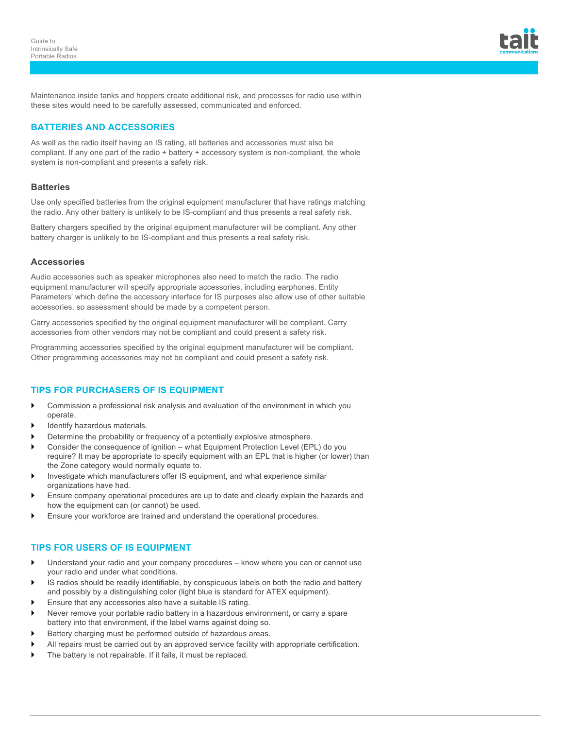Maintenance inside tanks and hoppers create additional risk, and processes for radio use within these sites would need to be carefully assessed, communicated and enforced.

## BATTERIES AND ACCESSORIES

As well as the radio itself having an IS rating, all batteries and accessories must also be compliant. If any one part of the radio + battery + accessory system is non-compliant, the whole system is non-compliant and presents a safety risk.

### Batteries

Use only specified batteries from the original equipment manufacturer that have ratings matching the radio. Any other battery is unlikely to be IS-compliant and thus presents a real safety risk.

Battery chargers specified by the original equipment manufacturer will be compliant. Any other battery charger is unlikely to be IS-compliant and thus presents a real safety risk.

### Accessories

Audio accessories such as speaker microphones also need to match the radio. The radio equipment manufacturer will specify appropriate accessories, including earphones. Entity Parameters' which define the accessory interface for IS purposes also allow use of other suitable accessories, so assessment should be made by a competent person.

Carry accessories specified by the original equipment manufacturer will be compliant. Carry accessories from other vendors may not be compliant and could present a safety risk.

Programming accessories specified by the original equipment manufacturer will be compliant. Other programming accessories may not be compliant and could present a safety risk.

## TIPS FOR PURCHASERS OF IS EQUIPMENT

- Commission a professional risk analysis and evaluation of the environment in which you operate.
- Identify hazardous materials.
- Determine the probability or frequency of a potentially explosive atmosphere.
- Consider the consequence of ignition – what Equipment Protection Level (EPL) do you require? It may be appropriate to specify equipment with an EPL that is higher (or lower) than the Zone category would normally equate to.
- Investigate which manufacturers offer IS equipment, and what experience similar organizations have had.
- Ensure company operational procedures are up to date and clearly explain the hazards and how the equipment can (or cannot) be used.
- Ensure your workforce are trained and understand the operational procedures.

## TIPS FOR USERS OF IS EQUIPMENT

- Understand your radio and your company procedures – know where you can or cannot use your radio and under what conditions.
- IS radios should be readily identifiable, by conspicuous labels on both the radio and battery and possibly by a distinguishing color (light blue is standard for ATEX equipment).
- Ensure that any accessories also have a suitable IS rating.
- Never remove your portable radio battery in a hazardous environment, or carry a spare battery into that environment, if the label warns against doing so.
- Battery charging must be performed outside of hazardous areas.
- All repairs must be carried out by an approved service facility with appropriate certification.
- The battery is not repairable. If it fails, it must be replaced.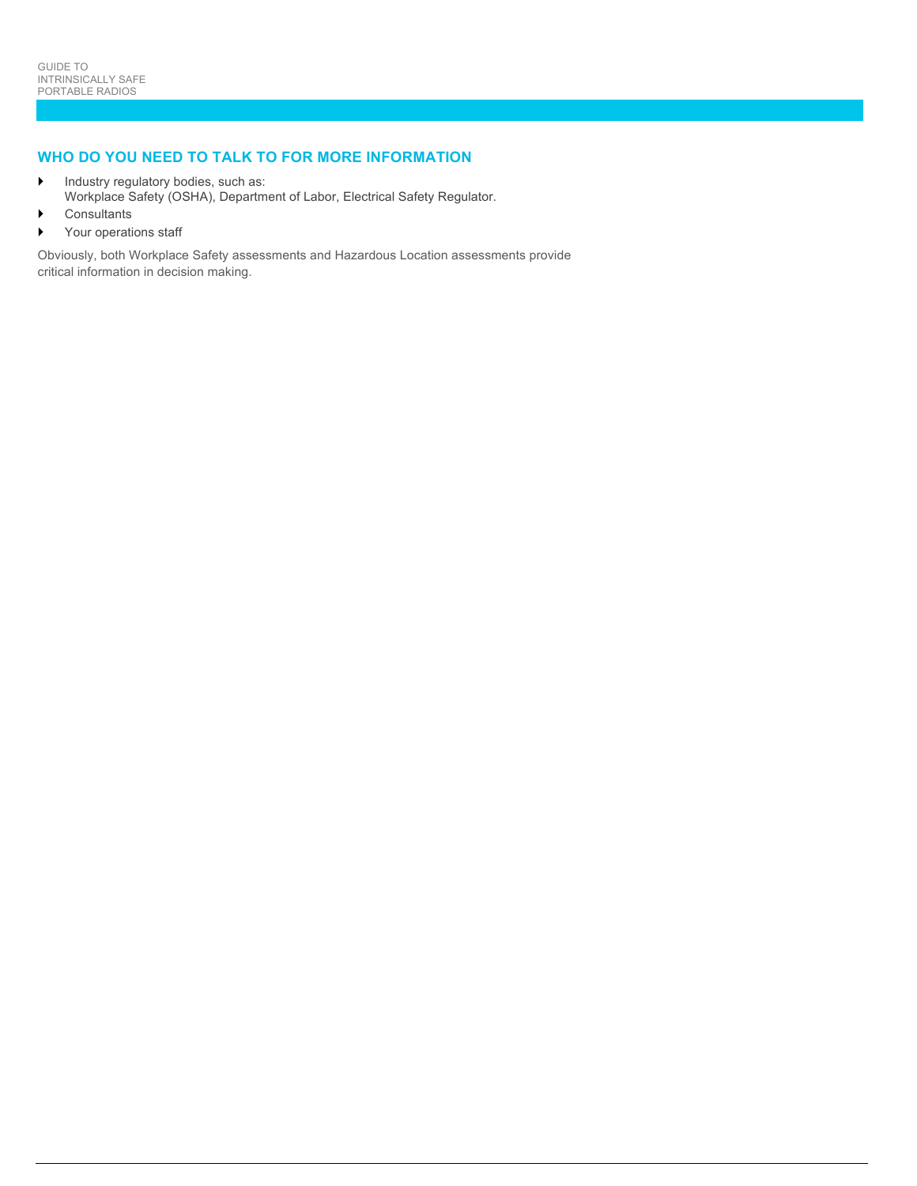## WHO DO YOU NEED TO TALK TO FOR MORE INFORMATION

- Industry regulatory bodies, such as:
  Workplace Safety (OSHA), Department of Labor, Electrical Safety Regulator.
- Consultants
- Your operations staff

Obviously, both Workplace Safety assessments and Hazardous Location assessments provide critical information in decision making.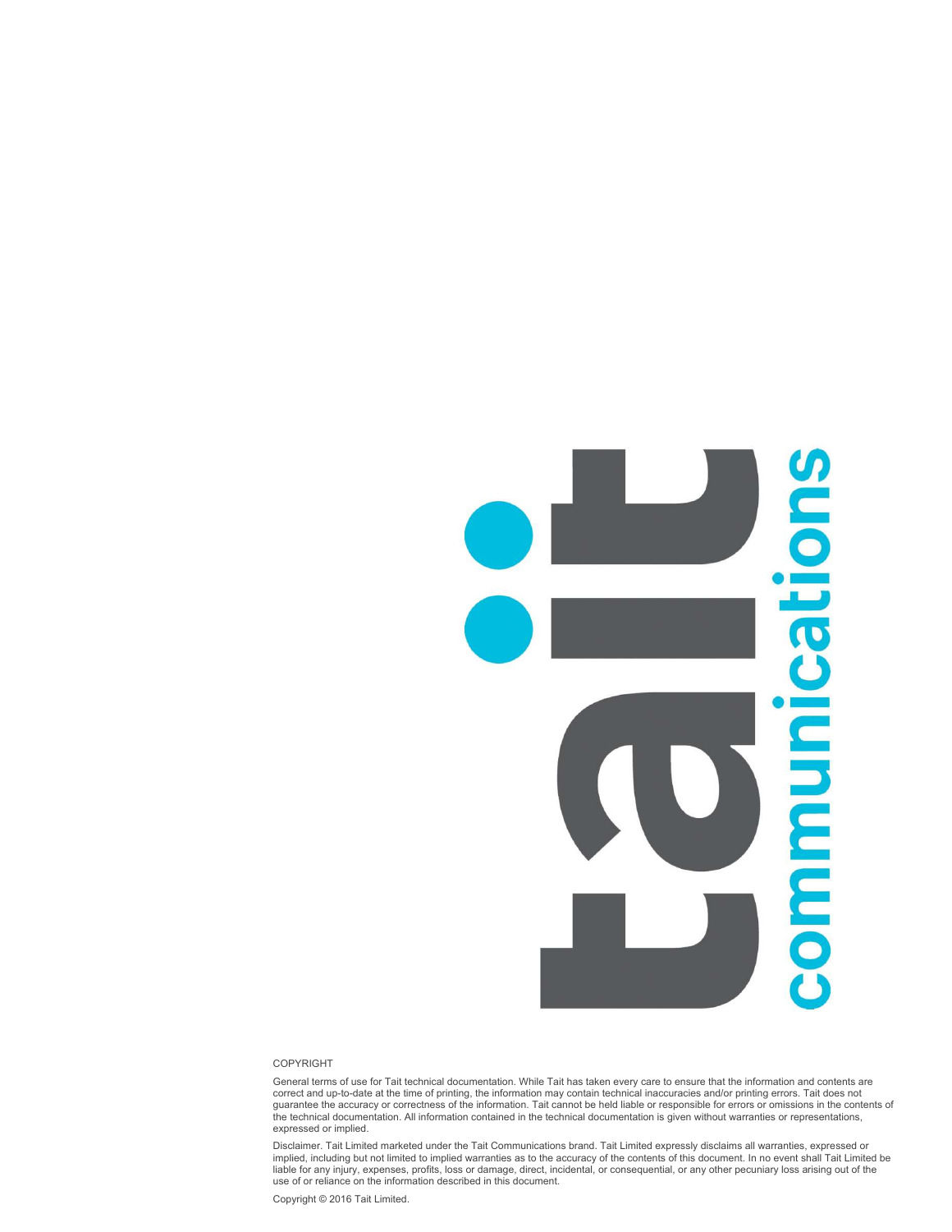COPYRIGHT

General terms of use for Tait technical documentation. While Tait has taken every care to ensure that the information and contents are correct and up-to-date at the time of printing, the information may contain technical inaccuracies and/or printing errors. Tait does not guarantee the accuracy or correctness of the information. Tait cannot be held liable or responsible for errors or omissions in the contents of the technical documentation. All information contained in the technical documentation is given without warranties or representations, expressed or implied.

Disclaimer. Tait Limited marketed under the Tait Communications brand. Tait Limited expressly disclaims all warranties, expressed or implied, including but not limited to implied warranties as to the accuracy of the contents of this document. In no event shall Tait Limited be liable for any injury, expenses, profits, loss or damage, direct, incidental, or consequential, or any other pecuniary loss arising out of the use of or reliance on the information described in this document.

Copyright © 2016 Tait Limited.